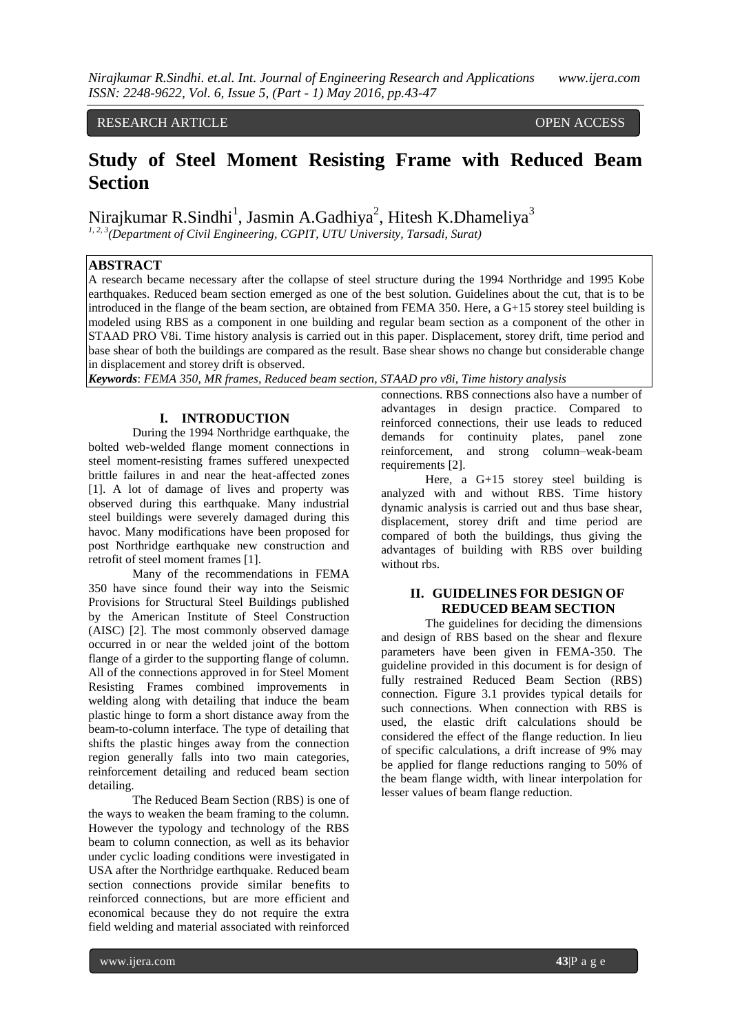RESEARCH ARTICLE OPEN ACCESS

# Study of Steel Moment Resisting Frame with Reduced Beam Section

Nirajkumar R.Sindhi[1], Jasmin A.Gadhiya[2], Hitesh K.Dhameliya[3]

[1, 2, 3](Department of Civil Engineering, CGPIT, UTU University, Tarsadi, Surat)

## ABSTRACT

A research became necessary after the collapse of steel structure during the 1994 Northridge and 1995 Kobe earthquakes. Reduced beam section emerged as one of the best solution. Guidelines about the cut, that is to be introduced in the flange of the beam section, are obtained from FEMA 350. Here, a G+15 storey steel building is modeled using RBS as a component in one building and regular beam section as a component of the other in STAAD PRO V8i. Time history analysis is carried out in this paper. Displacement, storey drift, time period and base shear of both the buildings are compared as the result. Base shear shows no change but considerable change in displacement and storey drift is observed.

***Keywords***: *FEMA 350, MR frames, Reduced beam section, STAAD pro v8i, Time history analysis*

## I. INTRODUCTION

During the 1994 Northridge earthquake, the bolted web-welded flange moment connections in steel moment-resisting frames suffered unexpected brittle failures in and near the heat-affected zones [1]. A lot of damage of lives and property was observed during this earthquake. Many industrial steel buildings were severely damaged during this havoc. Many modifications have been proposed for post Northridge earthquake new construction and retrofit of steel moment frames [1].

Many of the recommendations in FEMA 350 have since found their way into the Seismic Provisions for Structural Steel Buildings published by the American Institute of Steel Construction (AISC) [2]. The most commonly observed damage occurred in or near the welded joint of the bottom flange of a girder to the supporting flange of column. All of the connections approved in for Steel Moment Resisting Frames combined improvements in welding along with detailing that induce the beam plastic hinge to form a short distance away from the beam-to-column interface. The type of detailing that shifts the plastic hinges away from the connection region generally falls into two main categories, reinforcement detailing and reduced beam section detailing.

The Reduced Beam Section (RBS) is one of the ways to weaken the beam framing to the column. However the typology and technology of the RBS beam to column connection, as well as its behavior under cyclic loading conditions were investigated in USA after the Northridge earthquake. Reduced beam section connections provide similar benefits to reinforced connections, but are more efficient and economical because they do not require the extra field welding and material associated with reinforced connections. RBS connections also have a number of advantages in design practice. Compared to reinforced connections, their use leads to reduced demands for continuity plates, panel zone reinforcement, and strong column–weak-beam requirements [2].

Here, a G+15 storey steel building is analyzed with and without RBS. Time history dynamic analysis is carried out and thus base shear, displacement, storey drift and time period are compared of both the buildings, thus giving the advantages of building with RBS over building without rbs.

## II. GUIDELINES FOR DESIGN OF REDUCED BEAM SECTION

The guidelines for deciding the dimensions and design of RBS based on the shear and flexure parameters have been given in FEMA-350. The guideline provided in this document is for design of fully restrained Reduced Beam Section (RBS) connection. Figure 3.1 provides typical details for such connections. When connection with RBS is used, the elastic drift calculations should be considered the effect of the flange reduction. In lieu of specific calculations, a drift increase of 9% may be applied for flange reductions ranging to 50% of the beam flange width, with linear interpolation for lesser values of beam flange reduction.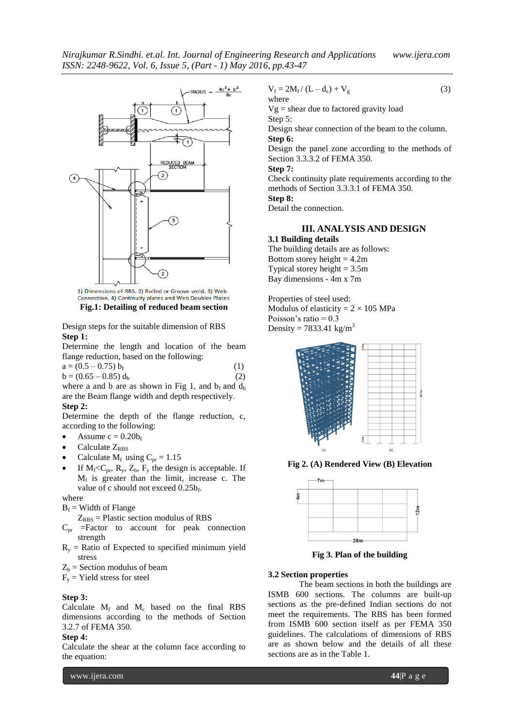1) Dimensions of RBS. 2) Rolled or Groove weld. 3) Web Connection. 4) Continuity plates and Web Doubler Plates

**Fig.1: Detailing of reduced beam section**

Design steps for the suitable dimension of RBS

**Step 1:**

Determine the length and location of the beam flange reduction, based on the following:

$$a = (0.5 - 0.75)\, b_f \quad (1)$$

$$b = (0.65 - 0.85)\, d_b \quad (2)$$

where a and b are as shown in Fig 1, and $b_f$ and $d_b$ are the Beam flange width and depth respectively.

**Step 2:**

Determine the depth of the flange reduction, c, according to the following:

- Assume $c = 0.20b_f$
- Calculate $Z_{RBS}$
- Calculate $M_f$ using $C_{pr} = 1.15$
- If $M_f < C_{pr}$, $R_y$, $Z_b$, $F_y$ the design is acceptable. If $M_f$ is greater than the limit, increase c. The value of c should not exceed $0.25b_f$.

where

$B_f$ = Width of Flange

$Z_{RBS}$ = Plastic section modulus of RBS

$C_{pr}$ =Factor to account for peak connection strength

$R_y$ = Ratio of Expected to specified minimum yield stress

$Z_b$ = Section modulus of beam

$F_y$ = Yield stress for steel

**Step 3:**

Calculate $M_f$ and $M_c$ based on the final RBS dimensions according to the methods of Section 3.2.7 of FEMA 350.

**Step 4:**

Calculate the shear at the column face according to the equation:

$$V_f = 2M_f / (L - d_c) + V_g \quad (3)$$

where

Vg = shear due to factored gravity load

Step 5:

Design shear connection of the beam to the column.

**Step 6:**

Design the panel zone according to the methods of Section 3.3.3.2 of FEMA 350.

**Step 7:**

Check continuity plate requirements according to the methods of Section 3.3.3.1 of FEMA 350.

**Step 8:**

Detail the connection.

## III. ANALYSIS AND DESIGN

### 3.1 Building details

The building details are as follows:

Bottom storey height = 4.2m

Typical storey height = 3.5m

Bay dimensions - 4m x 7m

Properties of steel used:

Modulus of elasticity = 2 × 105 MPa

Poisson's ratio = 0.3

Density = 7833.41 kg/m$^3$

**Fig 2. (A) Rendered View (B) Elevation**

**Fig 3. Plan of the building**

### 3.2 Section properties

The beam sections in both the buildings are ISMB 600 sections. The columns are built-up sections as the pre-defined Indian sections do not meet the requirements. The RBS has been formed from ISMB 600 section itself as per FEMA 350 guidelines. The calculations of dimensions of RBS are as shown below and the details of all these sections are as in the Table 1.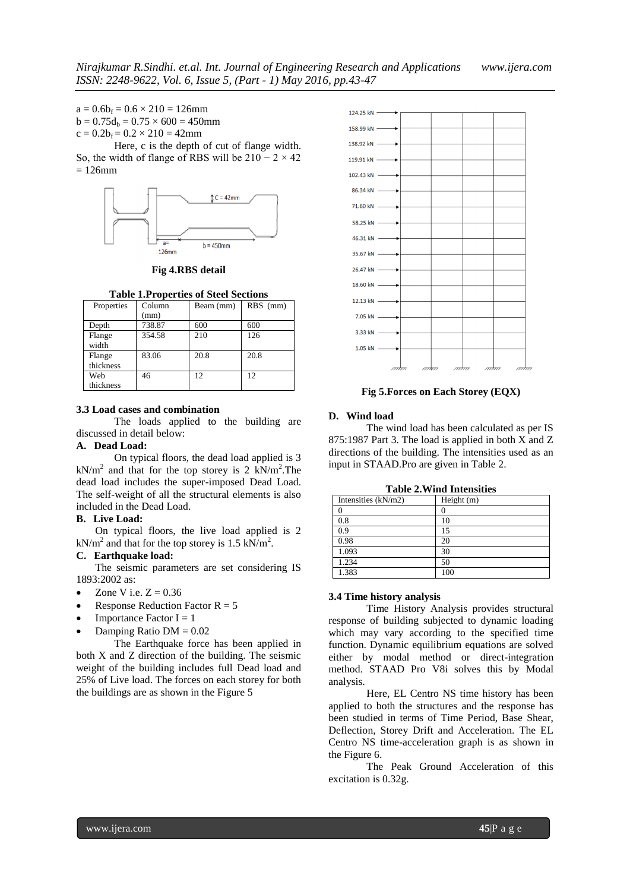$a = 0.6b_f = 0.6 \times 210 = 126\text{mm}$
$b = 0.75d_b = 0.75 \times 600 = 450\text{mm}$
$c = 0.2b_f = 0.2 \times 210 = 42\text{mm}$

Here, c is the depth of cut of flange width. So, the width of flange of RBS will be $210 - 2 \times 42 = 126\text{mm}$

**Fig 4.RBS detail**

**Table 1.Properties of Steel Sections**

| Properties | Column (mm) | Beam (mm) | RBS (mm) |
|---|---|---|---|
| Depth | 738.87 | 600 | 600 |
| Flange width | 354.58 | 210 | 126 |
| Flange thickness | 83.06 | 20.8 | 20.8 |
| Web thickness | 46 | 12 | 12 |

### 3.3 Load cases and combination

The loads applied to the building are discussed in detail below:

#### A. Dead Load:

On typical floors, the dead load applied is 3 $\text{kN/m}^2$ and that for the top storey is 2 $\text{kN/m}^2$.The dead load includes the super-imposed Dead Load. The self-weight of all the structural elements is also included in the Dead Load.

#### B. Live Load:

On typical floors, the live load applied is 2 $\text{kN/m}^2$ and that for the top storey is 1.5 $\text{kN/m}^2$.

#### C. Earthquake load:

The seismic parameters are set considering IS 1893:2002 as:

- Zone V i.e. $Z = 0.36$
- Response Reduction Factor $R = 5$
- Importance Factor $I = 1$
- Damping Ratio $DM = 0.02$

The Earthquake force has been applied in both X and Z direction of the building. The seismic weight of the building includes full Dead load and 25% of Live load. The forces on each storey for both the buildings are as shown in the Figure 5

**Fig 5.Forces on Each Storey (EQX)**

#### D. Wind load

The wind load has been calculated as per IS 875:1987 Part 3. The load is applied in both X and Z directions of the building. The intensities used as an input in STAAD.Pro are given in Table 2.

**Table 2.Wind Intensities**

| Intensities (kN/m2) | Height (m) |
|---|---|
| 0 | 0 |
| 0.8 | 10 |
| 0.9 | 15 |
| 0.98 | 20 |
| 1.093 | 30 |
| 1.234 | 50 |
| 1.383 | 100 |

### 3.4 Time history analysis

Time History Analysis provides structural response of building subjected to dynamic loading which may vary according to the specified time function. Dynamic equilibrium equations are solved either by modal method or direct-integration method. STAAD Pro V8i solves this by Modal analysis.

Here, EL Centro NS time history has been applied to both the structures and the response has been studied in terms of Time Period, Base Shear, Deflection, Storey Drift and Acceleration. The EL Centro NS time-acceleration graph is as shown in the Figure 6.

The Peak Ground Acceleration of this excitation is 0.32g.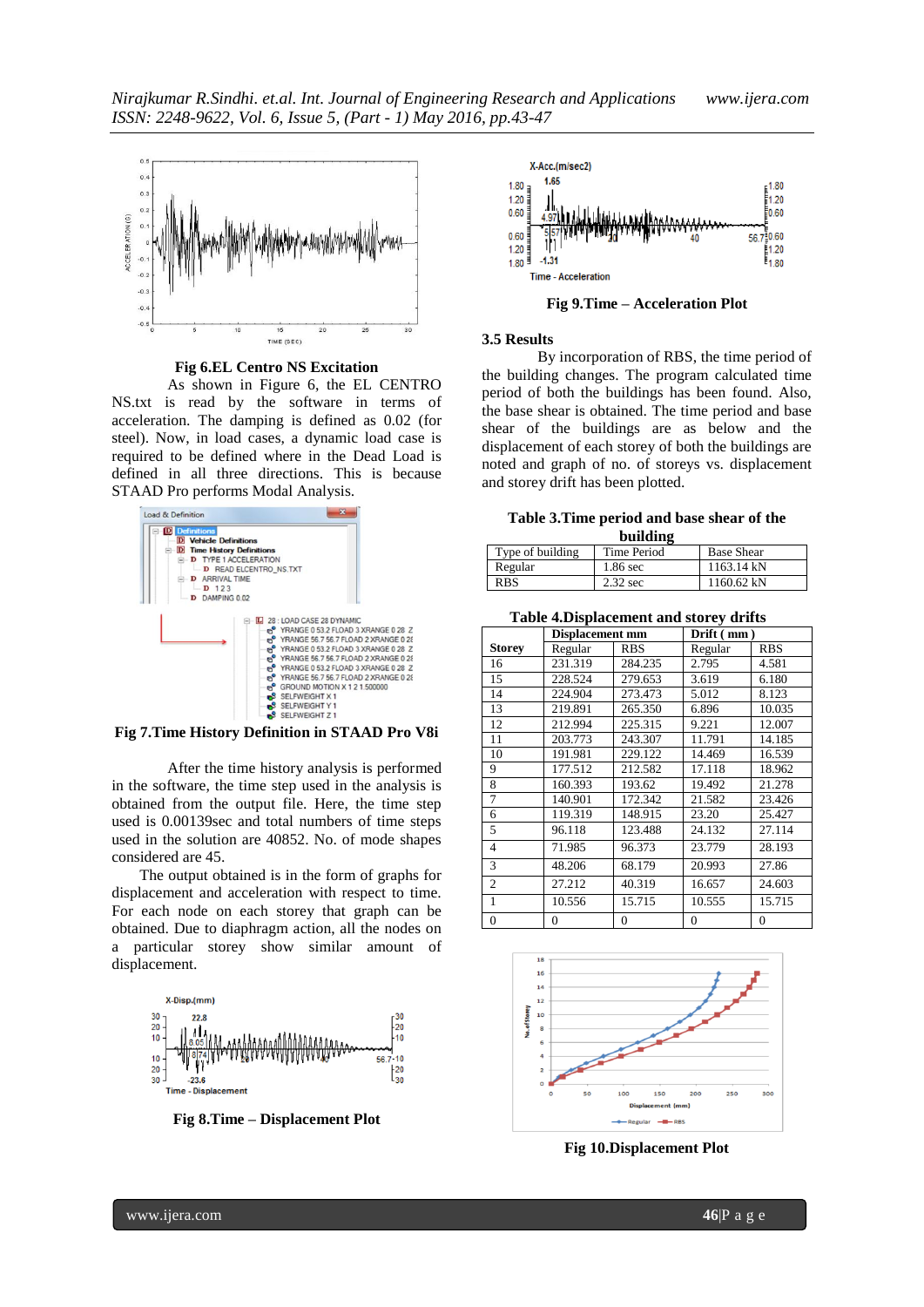**Fig 6.EL Centro NS Excitation**

As shown in Figure 6, the EL CENTRO NS.txt is read by the software in terms of acceleration. The damping is defined as 0.02 (for steel). Now, in load cases, a dynamic load case is required to be defined where in the Dead Load is defined in all three directions. This is because STAAD Pro performs Modal Analysis.

**Fig 7.Time History Definition in STAAD Pro V8i**

After the time history analysis is performed in the software, the time step used in the analysis is obtained from the output file. Here, the time step used is 0.00139sec and total numbers of time steps used in the solution are 40852. No. of mode shapes considered are 45.

The output obtained is in the form of graphs for displacement and acceleration with respect to time. For each node on each storey that graph can be obtained. Due to diaphragm action, all the nodes on a particular storey show similar amount of displacement.

**Fig 8.Time – Displacement Plot**

**Fig 9.Time – Acceleration Plot**

### 3.5 Results

By incorporation of RBS, the time period of the building changes. The program calculated time period of both the buildings has been found. Also, the base shear is obtained. The time period and base shear of the buildings are as below and the displacement of each storey of both the buildings are noted and graph of no. of storeys vs. displacement and storey drift has been plotted.

**Table 3.Time period and base shear of the building**

| Type of building | Time Period | Base Shear |
|---|---|---|
| Regular | 1.86 sec | 1163.14 kN |
| RBS | 2.32 sec | 1160.62 kN |

**Table 4.Displacement and storey drifts**

| Storey | Displacement mm | | Drift ( mm ) | |
|---|---|---|---|---|
| | Regular | RBS | Regular | RBS |
| 16 | 231.319 | 284.235 | 2.795 | 4.581 |
| 15 | 228.524 | 279.653 | 3.619 | 6.180 |
| 14 | 224.904 | 273.473 | 5.012 | 8.123 |
| 13 | 219.891 | 265.350 | 6.896 | 10.035 |
| 12 | 212.994 | 225.315 | 9.221 | 12.007 |
| 11 | 203.773 | 243.307 | 11.791 | 14.185 |
| 10 | 191.981 | 229.122 | 14.469 | 16.539 |
| 9 | 177.512 | 212.582 | 17.118 | 18.962 |
| 8 | 160.393 | 193.62 | 19.492 | 21.278 |
| 7 | 140.901 | 172.342 | 21.582 | 23.426 |
| 6 | 119.319 | 148.915 | 23.20 | 25.427 |
| 5 | 96.118 | 123.488 | 24.132 | 27.114 |
| 4 | 71.985 | 96.373 | 23.779 | 28.193 |
| 3 | 48.206 | 68.179 | 20.993 | 27.86 |
| 2 | 27.212 | 40.319 | 16.657 | 24.603 |
| 1 | 10.556 | 15.715 | 10.555 | 15.715 |
| 0 | 0 | 0 | 0 | 0 |

**Fig 10.Displacement Plot**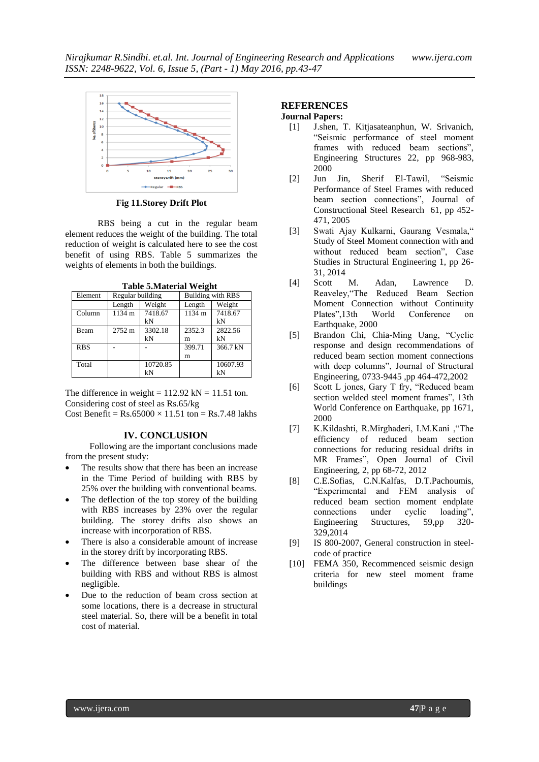18
16
14
12
10
8
6
4
2
0

No. of Storey

0 5 10 15 20 25 30

Storey Drift (mm)

Regular RBS

Fig 11.Storey Drift Plot

RBS being a cut in the regular beam element reduces the weight of the building. The total reduction of weight is calculated here to see the cost benefit of using RBS. Table 5 summarizes the weights of elements in both the buildings.

**Table 5.Material Weight**

| Element | Regular building | | Building with RBS | |
|---|---|---|---|---|
| | Length | Weight | Length | Weight |
| Column | 1134 m | 7418.67 kN | 1134 m | 7418.67 kN |
| Beam | 2752 m | 3302.18 kN | 2352.3 m | 2822.56 kN |
| RBS | - | - | 399.71 m | 366.7 kN |
| Total | | 10720.85 kN | | 10607.93 kN |

The difference in weight = 112.92 kN = 11.51 ton.
Considering cost of steel as Rs.65/kg
Cost Benefit = Rs.65000 × 11.51 ton = Rs.7.48 lakhs

## IV. CONCLUSION

Following are the important conclusions made from the present study:

- The results show that there has been an increase in the Time Period of building with RBS by 25% over the building with conventional beams.
- The deflection of the top storey of the building with RBS increases by 23% over the regular building. The storey drifts also shows an increase with incorporation of RBS.
- There is also a considerable amount of increase in the storey drift by incorporating RBS.
- The difference between base shear of the building with RBS and without RBS is almost negligible.
- Due to the reduction of beam cross section at some locations, there is a decrease in structural steel material. So, there will be a benefit in total cost of material.

## REFERENCES

**Journal Papers:**

[1] J.shen, T. Kitjasateanphun, W. Srivanich, "Seismic performance of steel moment frames with reduced beam sections", Engineering Structures 22, pp 968-983, 2000

[2] Jun Jin, Sherif El-Tawil, "Seismic Performance of Steel Frames with reduced beam section connections", Journal of Constructional Steel Research 61, pp 452-471, 2005

[3] Swati Ajay Kulkarni, Gaurang Vesmala," Study of Steel Moment connection with and without reduced beam section", Case Studies in Structural Engineering 1, pp 26-31, 2014

[4] Scott M. Adan, Lawrence D. Reaveley,"The Reduced Beam Section Moment Connection without Continuity Plates",13th World Conference on Earthquake, 2000

[5] Brandon Chi, Chia-Ming Uang, "Cyclic response and design recommendations of reduced beam section moment connections with deep columns", Journal of Structural Engineering, 0733-9445 ,pp 464-472,2002

[6] Scott L jones, Gary T fry, "Reduced beam section welded steel moment frames", 13th World Conference on Earthquake, pp 1671, 2000

[7] K.Kildashti, R.Mirghaderi, I.M.Kani ,"The efficiency of reduced beam section connections for reducing residual drifts in MR Frames", Open Journal of Civil Engineering, 2, pp 68-72, 2012

[8] C.E.Sofias, C.N.Kalfas, D.T.Pachoumis, "Experimental and FEM analysis of reduced beam section moment endplate connections under cyclic loading", Engineering Structures, 59,pp 320-329,2014

[9] IS 800-2007, General construction in steel-code of practice

[10] FEMA 350, Recommenced seismic design criteria for new steel moment frame buildings